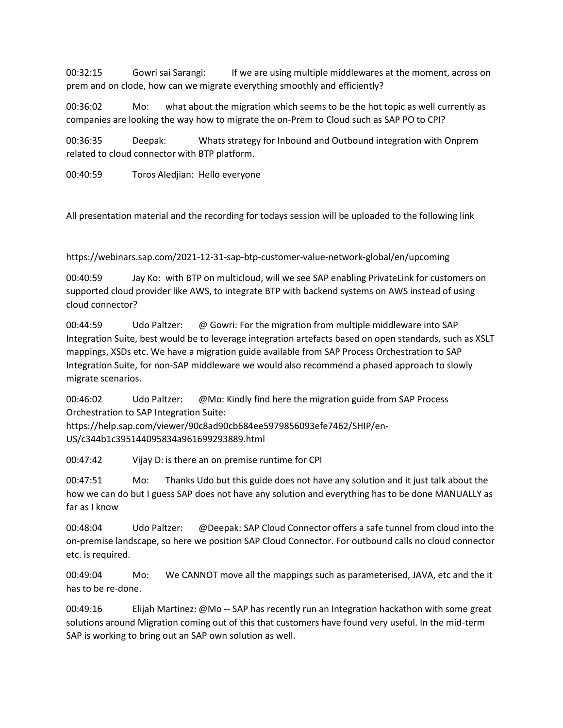00:32:15 Gowri sai Sarangi: If we are using multiple middlewares at the moment, across on prem and on clode, how can we migrate everything smoothly and efficiently?

00:36:02 Mo: what about the migration which seems to be the hot topic as well currently as companies are looking the way how to migrate the on-Prem to Cloud such as SAP PO to CPI?

00:36:35 Deepak: Whats strategy for Inbound and Outbound integration with Onprem related to cloud connector with BTP platform.

00:40:59 Toros Aledjian: Hello everyone

All presentation material and the recording for todays session will be uploaded to the following link

https://webinars.sap.com/2021-12-31-sap-btp-customer-value-network-global/en/upcoming

00:40:59 Jay Ko: with BTP on multicloud, will we see SAP enabling PrivateLink for customers on supported cloud provider like AWS, to integrate BTP with backend systems on AWS instead of using cloud connector?

00:44:59 Udo Paltzer: @ Gowri: For the migration from multiple middleware into SAP Integration Suite, best would be to leverage integration artefacts based on open standards, such as XSLT mappings, XSDs etc. We have a migration guide available from SAP Process Orchestration to SAP Integration Suite, for non-SAP middleware we would also recommend a phased approach to slowly migrate scenarios.

00:46:02 Udo Paltzer: @Mo: Kindly find here the migration guide from SAP Process Orchestration to SAP Integration Suite:
https://help.sap.com/viewer/90c8ad90cb684ee5979856093efe7462/SHIP/en-US/c344b1c395144095834a961699293889.html

00:47:42 Vijay D: is there an on premise runtime for CPI

00:47:51 Mo: Thanks Udo but this guide does not have any solution and it just talk about the how we can do but I guess SAP does not have any solution and everything has to be done MANUALLY as far as I know

00:48:04 Udo Paltzer: @Deepak: SAP Cloud Connector offers a safe tunnel from cloud into the on-premise landscape, so here we position SAP Cloud Connector. For outbound calls no cloud connector etc. is required.

00:49:04 Mo: We CANNOT move all the mappings such as parameterised, JAVA, etc and the it has to be re-done.

00:49:16 Elijah Martinez: @Mo -- SAP has recently run an Integration hackathon with some great solutions around Migration coming out of this that customers have found very useful. In the mid-term SAP is working to bring out an SAP own solution as well.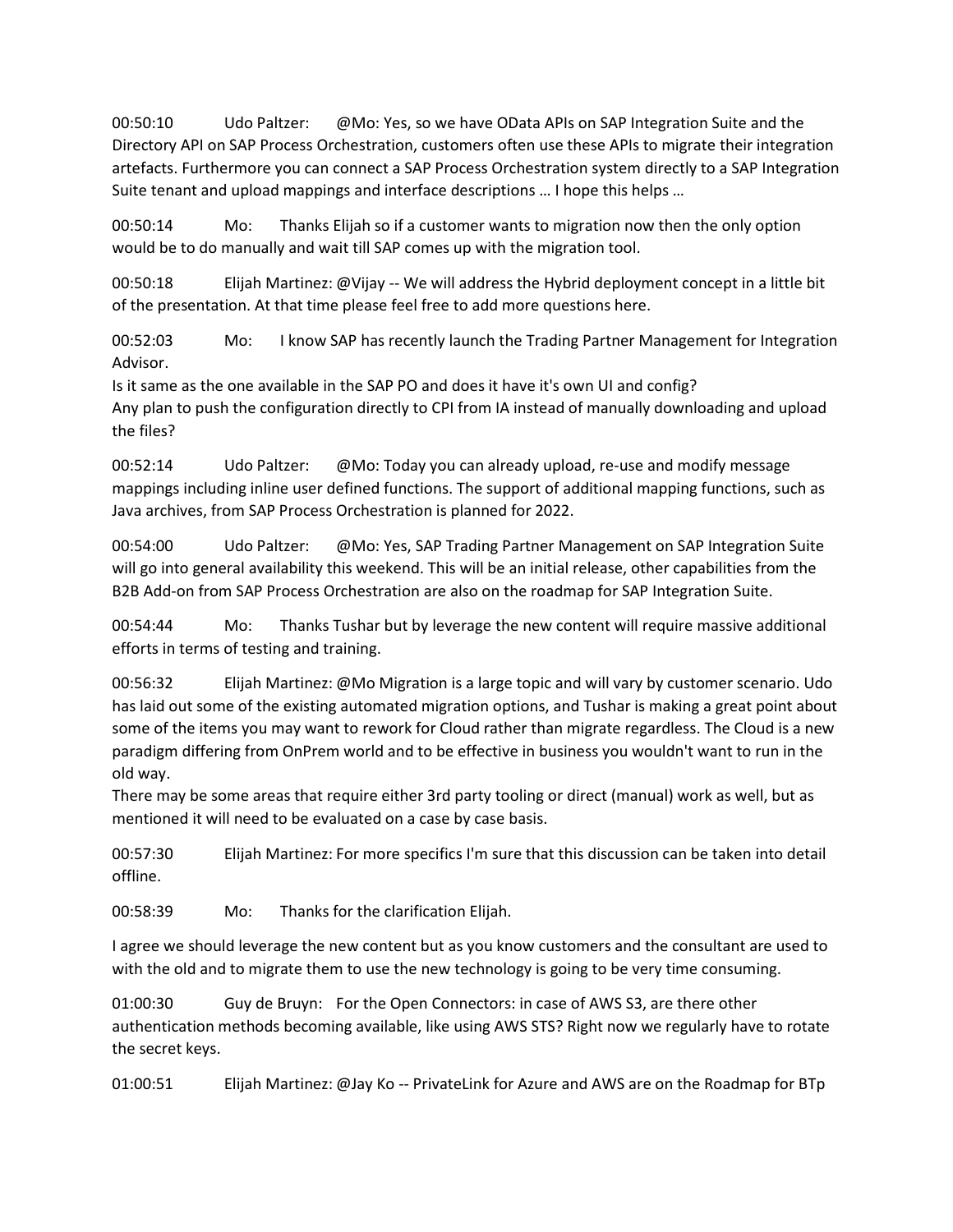00:50:10 Udo Paltzer: @Mo: Yes, so we have OData APIs on SAP Integration Suite and the Directory API on SAP Process Orchestration, customers often use these APIs to migrate their integration artefacts. Furthermore you can connect a SAP Process Orchestration system directly to a SAP Integration Suite tenant and upload mappings and interface descriptions … I hope this helps …

00:50:14 Mo: Thanks Elijah so if a customer wants to migration now then the only option would be to do manually and wait till SAP comes up with the migration tool.

00:50:18 Elijah Martinez: @Vijay -- We will address the Hybrid deployment concept in a little bit of the presentation. At that time please feel free to add more questions here.

00:52:03 Mo: I know SAP has recently launch the Trading Partner Management for Integration Advisor.
Is it same as the one available in the SAP PO and does it have it's own UI and config?
Any plan to push the configuration directly to CPI from IA instead of manually downloading and upload the files?

00:52:14 Udo Paltzer: @Mo: Today you can already upload, re-use and modify message mappings including inline user defined functions. The support of additional mapping functions, such as Java archives, from SAP Process Orchestration is planned for 2022.

00:54:00 Udo Paltzer: @Mo: Yes, SAP Trading Partner Management on SAP Integration Suite will go into general availability this weekend. This will be an initial release, other capabilities from the B2B Add-on from SAP Process Orchestration are also on the roadmap for SAP Integration Suite.

00:54:44 Mo: Thanks Tushar but by leverage the new content will require massive additional efforts in terms of testing and training.

00:56:32 Elijah Martinez: @Mo Migration is a large topic and will vary by customer scenario. Udo has laid out some of the existing automated migration options, and Tushar is making a great point about some of the items you may want to rework for Cloud rather than migrate regardless. The Cloud is a new paradigm differing from OnPrem world and to be effective in business you wouldn't want to run in the old way.
There may be some areas that require either 3rd party tooling or direct (manual) work as well, but as mentioned it will need to be evaluated on a case by case basis.

00:57:30 Elijah Martinez: For more specifics I'm sure that this discussion can be taken into detail offline.

00:58:39 Mo: Thanks for the clarification Elijah.

I agree we should leverage the new content but as you know customers and the consultant are used to with the old and to migrate them to use the new technology is going to be very time consuming.

01:00:30 Guy de Bruyn: For the Open Connectors: in case of AWS S3, are there other authentication methods becoming available, like using AWS STS? Right now we regularly have to rotate the secret keys.

01:00:51 Elijah Martinez: @Jay Ko -- PrivateLink for Azure and AWS are on the Roadmap for BTp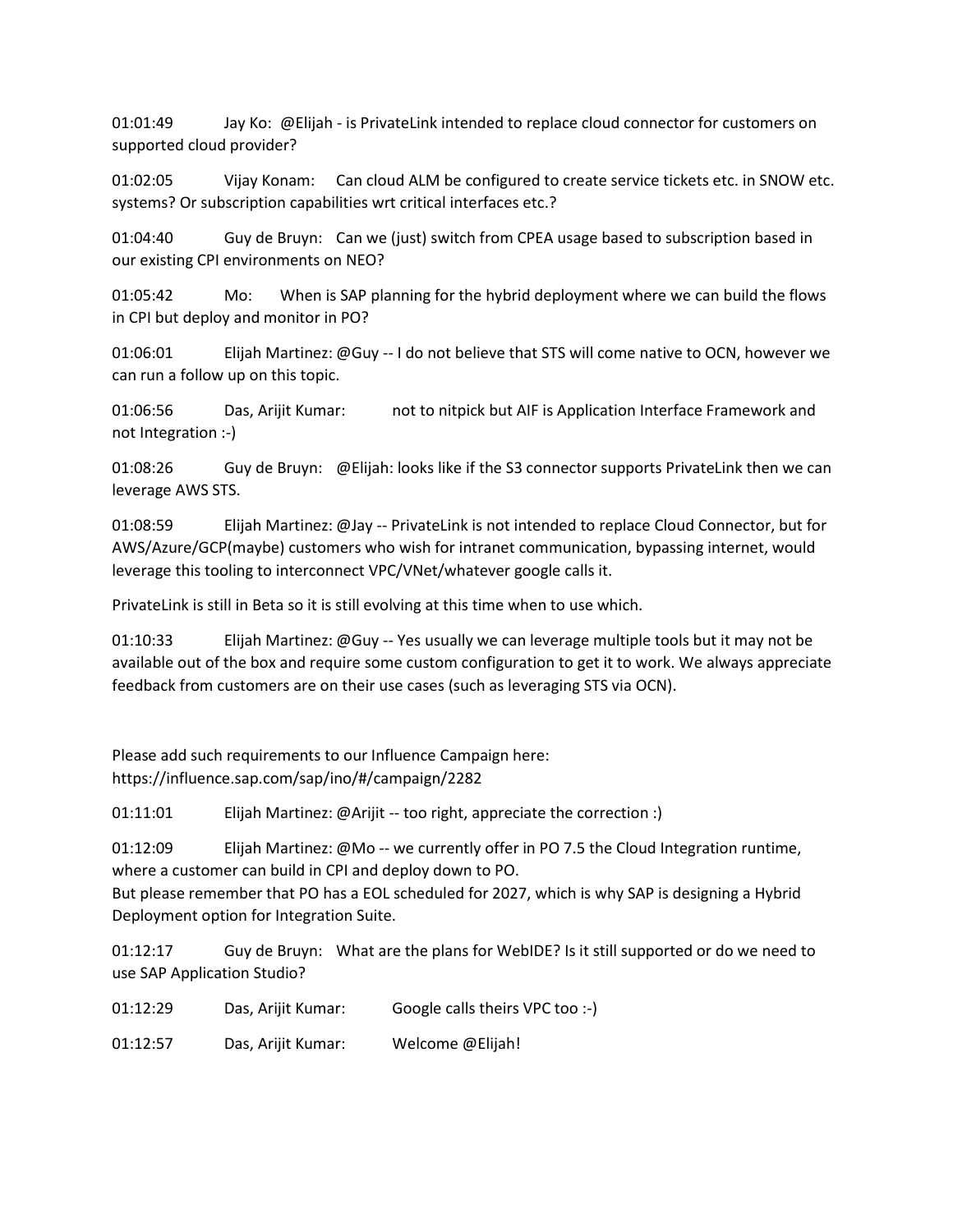01:01:49 Jay Ko: @Elijah - is PrivateLink intended to replace cloud connector for customers on supported cloud provider?

01:02:05 Vijay Konam: Can cloud ALM be configured to create service tickets etc. in SNOW etc. systems? Or subscription capabilities wrt critical interfaces etc.?

01:04:40 Guy de Bruyn: Can we (just) switch from CPEA usage based to subscription based in our existing CPI environments on NEO?

01:05:42 Mo: When is SAP planning for the hybrid deployment where we can build the flows in CPI but deploy and monitor in PO?

01:06:01 Elijah Martinez: @Guy -- I do not believe that STS will come native to OCN, however we can run a follow up on this topic.

01:06:56 Das, Arijit Kumar: not to nitpick but AIF is Application Interface Framework and not Integration :-)

01:08:26 Guy de Bruyn: @Elijah: looks like if the S3 connector supports PrivateLink then we can leverage AWS STS.

01:08:59 Elijah Martinez: @Jay -- PrivateLink is not intended to replace Cloud Connector, but for AWS/Azure/GCP(maybe) customers who wish for intranet communication, bypassing internet, would leverage this tooling to interconnect VPC/VNet/whatever google calls it.

PrivateLink is still in Beta so it is still evolving at this time when to use which.

01:10:33 Elijah Martinez: @Guy -- Yes usually we can leverage multiple tools but it may not be available out of the box and require some custom configuration to get it to work. We always appreciate feedback from customers are on their use cases (such as leveraging STS via OCN).

Please add such requirements to our Influence Campaign here: https://influence.sap.com/sap/ino/#/campaign/2282

01:11:01 Elijah Martinez: @Arijit -- too right, appreciate the correction :)

01:12:09 Elijah Martinez: @Mo -- we currently offer in PO 7.5 the Cloud Integration runtime, where a customer can build in CPI and deploy down to PO.
But please remember that PO has a EOL scheduled for 2027, which is why SAP is designing a Hybrid Deployment option for Integration Suite.

01:12:17 Guy de Bruyn: What are the plans for WebIDE? Is it still supported or do we need to use SAP Application Studio?

01:12:29 Das, Arijit Kumar: Google calls theirs VPC too :-)

01:12:57 Das, Arijit Kumar: Welcome @Elijah!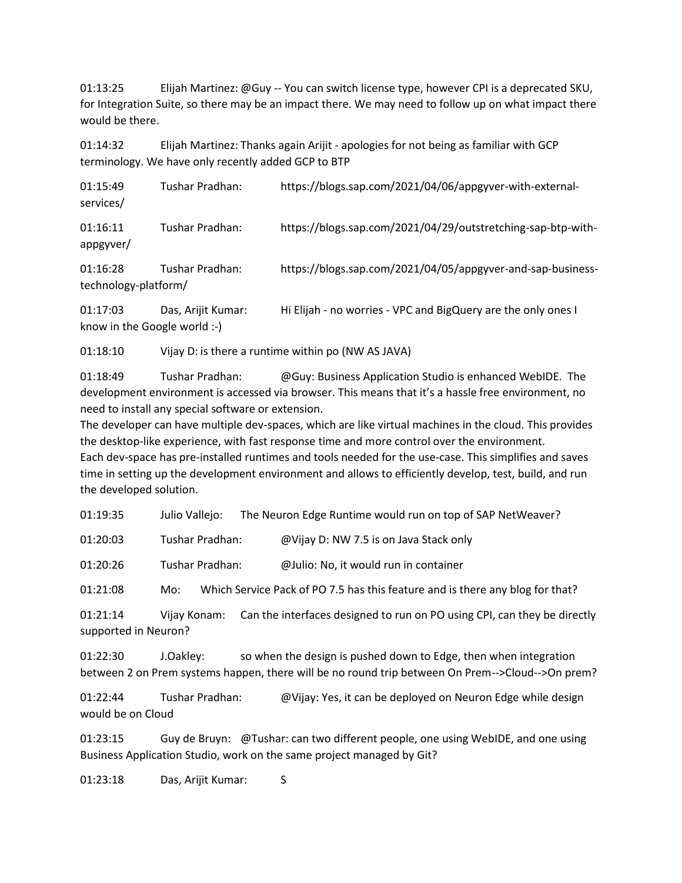01:13:25 Elijah Martinez: @Guy -- You can switch license type, however CPI is a deprecated SKU, for Integration Suite, so there may be an impact there. We may need to follow up on what impact there would be there.

01:14:32 Elijah Martinez: Thanks again Arijit - apologies for not being as familiar with GCP terminology. We have only recently added GCP to BTP

01:15:49 Tushar Pradhan: https://blogs.sap.com/2021/04/06/appgyver-with-external-services/

01:16:11 Tushar Pradhan: https://blogs.sap.com/2021/04/29/outstretching-sap-btp-with-appgyver/

01:16:28 Tushar Pradhan: https://blogs.sap.com/2021/04/05/appgyver-and-sap-business-technology-platform/

01:17:03 Das, Arijit Kumar: Hi Elijah - no worries - VPC and BigQuery are the only ones I know in the Google world :-)

01:18:10 Vijay D: is there a runtime within po (NW AS JAVA)

01:18:49 Tushar Pradhan: @Guy: Business Application Studio is enhanced WebIDE. The development environment is accessed via browser. This means that it's a hassle free environment, no need to install any special software or extension.
The developer can have multiple dev-spaces, which are like virtual machines in the cloud. This provides the desktop-like experience, with fast response time and more control over the environment.
Each dev-space has pre-installed runtimes and tools needed for the use-case. This simplifies and saves time in setting up the development environment and allows to efficiently develop, test, build, and run the developed solution.

01:19:35 Julio Vallejo: The Neuron Edge Runtime would run on top of SAP NetWeaver?

01:20:03 Tushar Pradhan: @Vijay D: NW 7.5 is on Java Stack only

01:20:26 Tushar Pradhan: @Julio: No, it would run in container

01:21:08 Mo: Which Service Pack of PO 7.5 has this feature and is there any blog for that?

01:21:14 Vijay Konam: Can the interfaces designed to run on PO using CPI, can they be directly supported in Neuron?

01:22:30 J.Oakley: so when the design is pushed down to Edge, then when integration between 2 on Prem systems happen, there will be no round trip between On Prem-->Cloud-->On prem?

01:22:44 Tushar Pradhan: @Vijay: Yes, it can be deployed on Neuron Edge while design would be on Cloud

01:23:15 Guy de Bruyn: @Tushar: can two different people, one using WebIDE, and one using Business Application Studio, work on the same project managed by Git?

01:23:18 Das, Arijit Kumar: S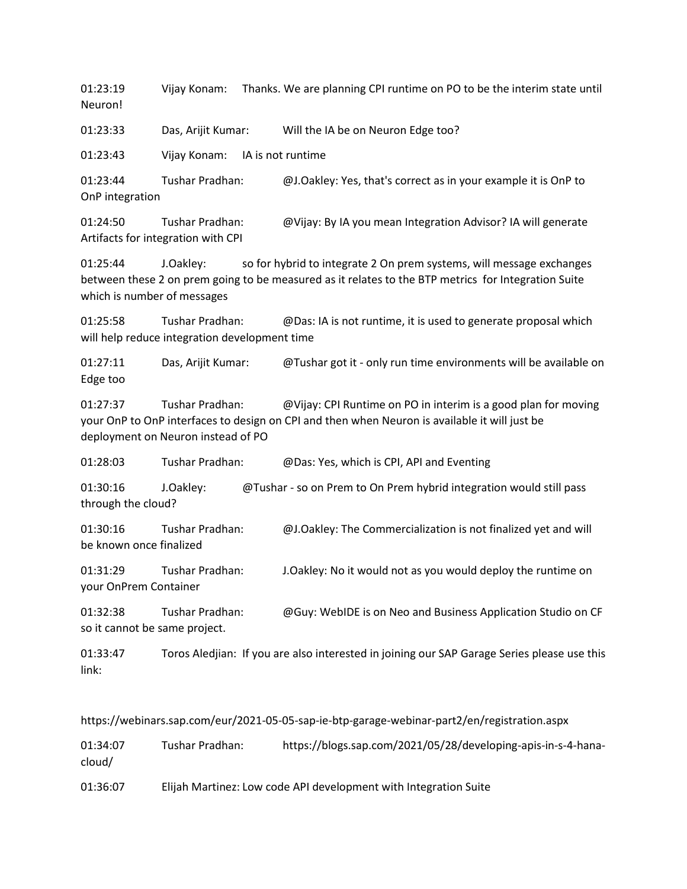01:23:19 Vijay Konam: Thanks. We are planning CPI runtime on PO to be the interim state until Neuron!

01:23:33 Das, Arijit Kumar: Will the IA be on Neuron Edge too?

01:23:43 Vijay Konam: IA is not runtime

01:23:44 Tushar Pradhan: @J.Oakley: Yes, that's correct as in your example it is OnP to OnP integration

01:24:50 Tushar Pradhan: @Vijay: By IA you mean Integration Advisor? IA will generate Artifacts for integration with CPI

01:25:44 J.Oakley: so for hybrid to integrate 2 On prem systems, will message exchanges between these 2 on prem going to be measured as it relates to the BTP metrics for Integration Suite which is number of messages

01:25:58 Tushar Pradhan: @Das: IA is not runtime, it is used to generate proposal which will help reduce integration development time

01:27:11 Das, Arijit Kumar: @Tushar got it - only run time environments will be available on Edge too

01:27:37 Tushar Pradhan: @Vijay: CPI Runtime on PO in interim is a good plan for moving your OnP to OnP interfaces to design on CPI and then when Neuron is available it will just be deployment on Neuron instead of PO

01:28:03 Tushar Pradhan: @Das: Yes, which is CPI, API and Eventing

01:30:16 J.Oakley: @Tushar - so on Prem to On Prem hybrid integration would still pass through the cloud?

01:30:16 Tushar Pradhan: @J.Oakley: The Commercialization is not finalized yet and will be known once finalized

01:31:29 Tushar Pradhan: J.Oakley: No it would not as you would deploy the runtime on your OnPrem Container

01:32:38 Tushar Pradhan: @Guy: WebIDE is on Neo and Business Application Studio on CF so it cannot be same project.

01:33:47 Toros Aledjian: If you are also interested in joining our SAP Garage Series please use this link:

https://webinars.sap.com/eur/2021-05-05-sap-ie-btp-garage-webinar-part2/en/registration.aspx

01:34:07 Tushar Pradhan: https://blogs.sap.com/2021/05/28/developing-apis-in-s-4-hana-cloud/

01:36:07 Elijah Martinez: Low code API development with Integration Suite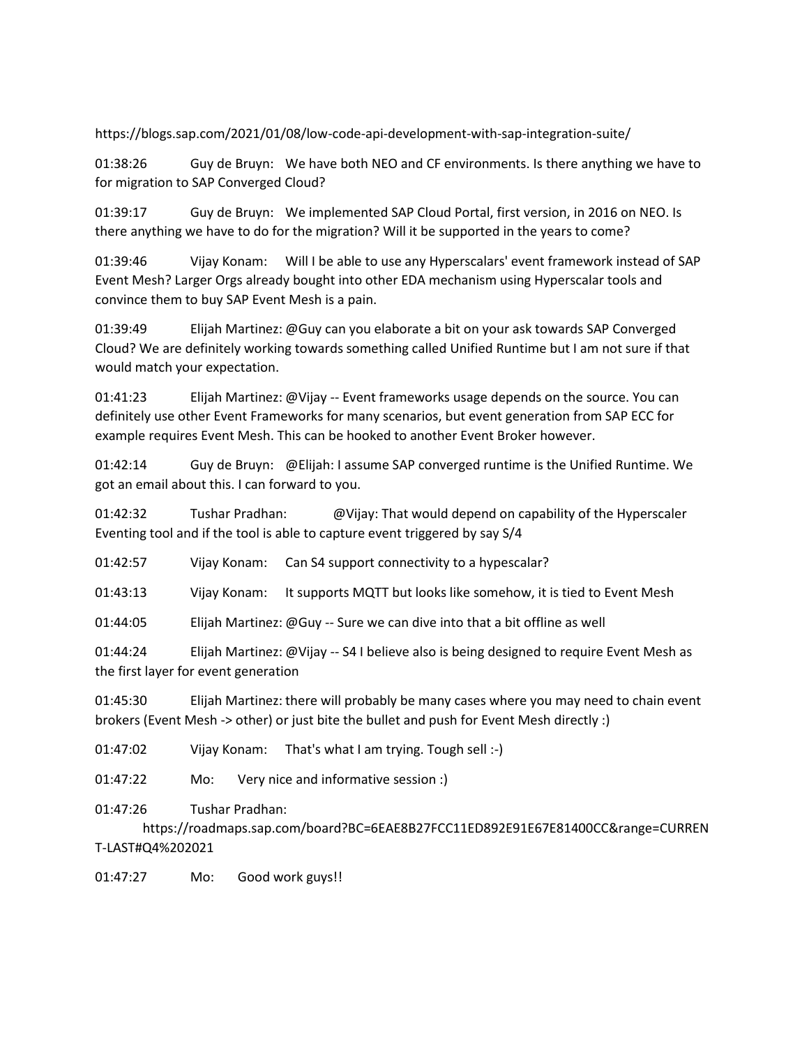https://blogs.sap.com/2021/01/08/low-code-api-development-with-sap-integration-suite/

01:38:26 Guy de Bruyn: We have both NEO and CF environments. Is there anything we have to for migration to SAP Converged Cloud?

01:39:17 Guy de Bruyn: We implemented SAP Cloud Portal, first version, in 2016 on NEO. Is there anything we have to do for the migration? Will it be supported in the years to come?

01:39:46 Vijay Konam: Will I be able to use any Hyperscalars' event framework instead of SAP Event Mesh? Larger Orgs already bought into other EDA mechanism using Hyperscalar tools and convince them to buy SAP Event Mesh is a pain.

01:39:49 Elijah Martinez: @Guy can you elaborate a bit on your ask towards SAP Converged Cloud? We are definitely working towards something called Unified Runtime but I am not sure if that would match your expectation.

01:41:23 Elijah Martinez: @Vijay -- Event frameworks usage depends on the source. You can definitely use other Event Frameworks for many scenarios, but event generation from SAP ECC for example requires Event Mesh. This can be hooked to another Event Broker however.

01:42:14 Guy de Bruyn: @Elijah: I assume SAP converged runtime is the Unified Runtime. We got an email about this. I can forward to you.

01:42:32 Tushar Pradhan: @Vijay: That would depend on capability of the Hyperscaler Eventing tool and if the tool is able to capture event triggered by say S/4

01:42:57 Vijay Konam: Can S4 support connectivity to a hypescalar?

01:43:13 Vijay Konam: It supports MQTT but looks like somehow, it is tied to Event Mesh

01:44:05 Elijah Martinez: @Guy -- Sure we can dive into that a bit offline as well

01:44:24 Elijah Martinez: @Vijay -- S4 I believe also is being designed to require Event Mesh as the first layer for event generation

01:45:30 Elijah Martinez: there will probably be many cases where you may need to chain event brokers (Event Mesh -> other) or just bite the bullet and push for Event Mesh directly :)

01:47:02 Vijay Konam: That's what I am trying. Tough sell :-)

01:47:22 Mo: Very nice and informative session :)

01:47:26 Tushar Pradhan: https://roadmaps.sap.com/board?BC=6EAE8B27FCC11ED892E91E67E81400CC&range=CURRENT-LAST#Q4%202021

01:47:27 Mo: Good work guys!!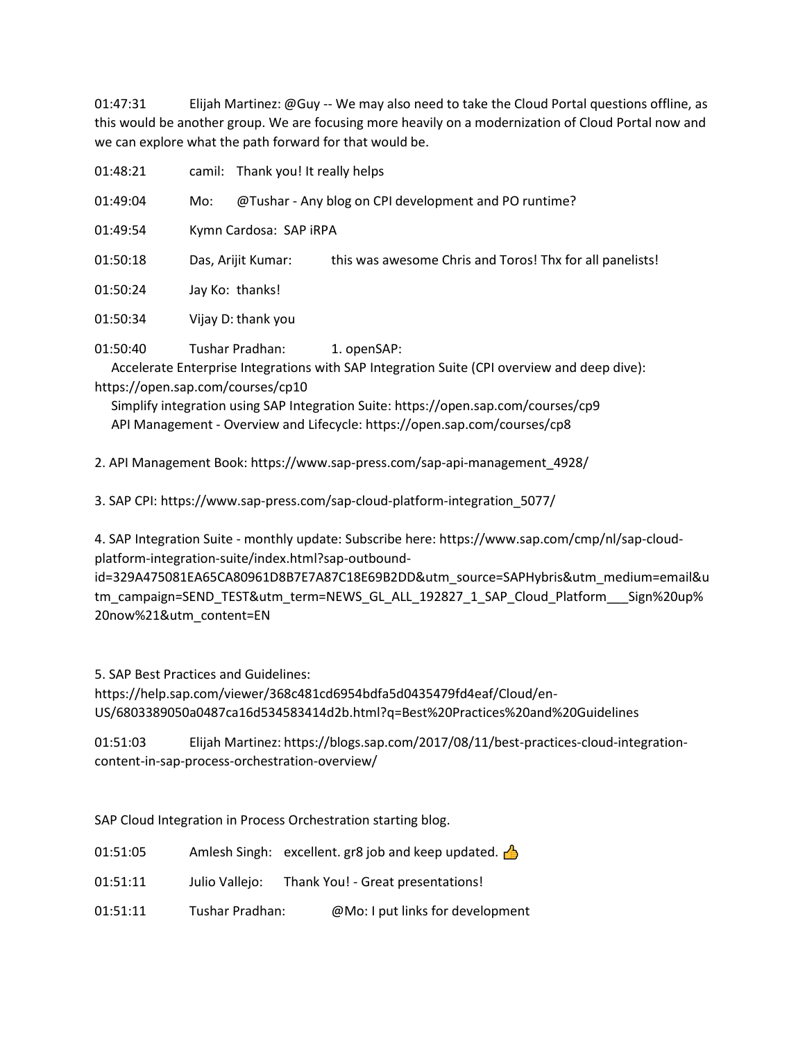01:47:31 Elijah Martinez: @Guy -- We may also need to take the Cloud Portal questions offline, as this would be another group. We are focusing more heavily on a modernization of Cloud Portal now and we can explore what the path forward for that would be.

01:48:21 camil: Thank you! It really helps

01:49:04 Mo: @Tushar - Any blog on CPI development and PO runtime?

01:49:54 Kymn Cardosa: SAP iRPA

01:50:18 Das, Arijit Kumar: this was awesome Chris and Toros! Thx for all panelists!

01:50:24 Jay Ko: thanks!

01:50:34 Vijay D: thank you

01:50:40 Tushar Pradhan: 1. openSAP:
Accelerate Enterprise Integrations with SAP Integration Suite (CPI overview and deep dive): https://open.sap.com/courses/cp10
Simplify integration using SAP Integration Suite: https://open.sap.com/courses/cp9
API Management - Overview and Lifecycle: https://open.sap.com/courses/cp8

2. API Management Book: https://www.sap-press.com/sap-api-management_4928/

3. SAP CPI: https://www.sap-press.com/sap-cloud-platform-integration_5077/

4. SAP Integration Suite - monthly update: Subscribe here: https://www.sap.com/cmp/nl/sap-cloud-platform-integration-suite/index.html?sap-outbound-id=329A475081EA65CA80961D8B7E7A87C18E69B2DD&utm_source=SAPHybris&utm_medium=email&utm_campaign=SEND_TEST&utm_term=NEWS_GL_ALL_192827_1_SAP_Cloud_Platform___Sign%20up%20now%21&utm_content=EN

5. SAP Best Practices and Guidelines:
https://help.sap.com/viewer/368c481cd6954bdfa5d0435479fd4eaf/Cloud/en-US/6803389050a0487ca16d534583414d2b.html?q=Best%20Practices%20and%20Guidelines

01:51:03 Elijah Martinez: https://blogs.sap.com/2017/08/11/best-practices-cloud-integration-content-in-sap-process-orchestration-overview/

SAP Cloud Integration in Process Orchestration starting blog.

01:51:05 Amlesh Singh: excellent. gr8 job and keep updated. 👍

01:51:11 Julio Vallejo: Thank You! - Great presentations!

01:51:11 Tushar Pradhan: @Mo: I put links for development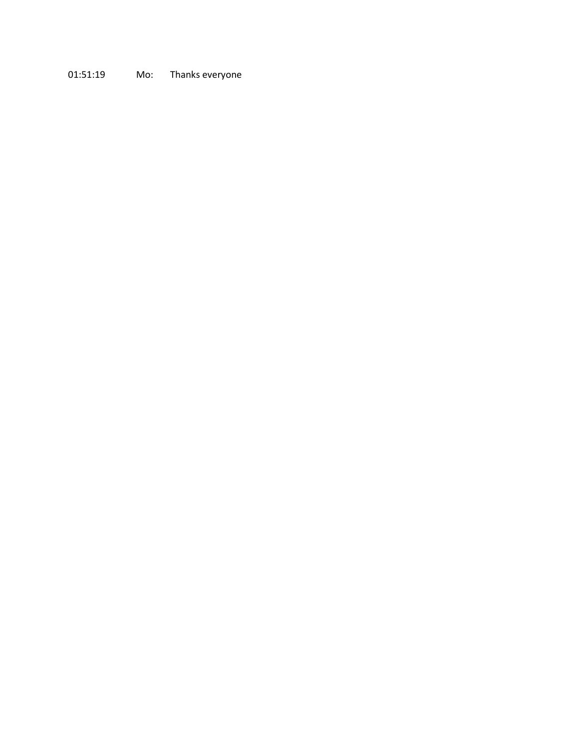01:51:19 Mo: Thanks everyone